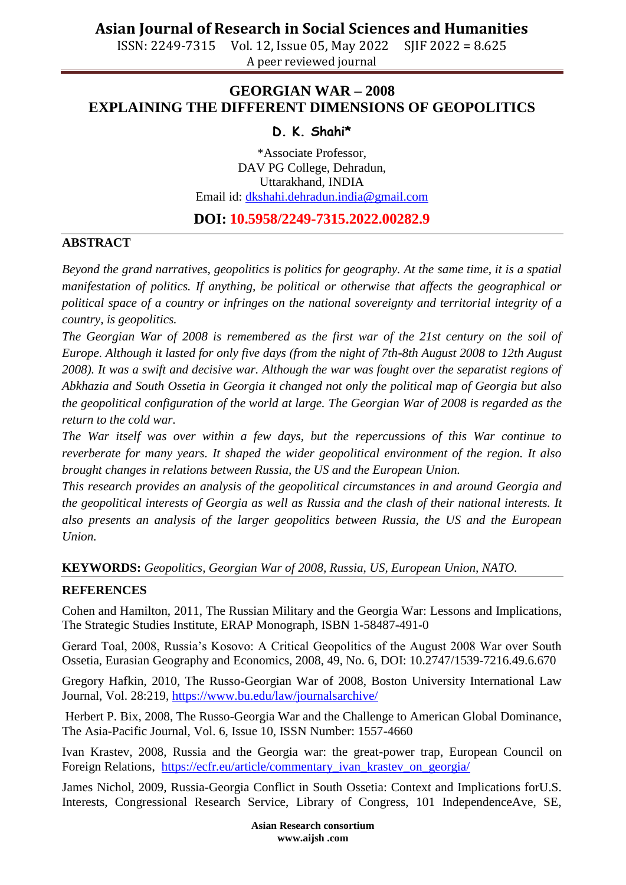# GEORGIAN WAR – 2008
# EXPLAINING THE DIFFERENT DIMENSIONS OF GEOPOLITICS

**D. K. Shahi***

*Associate Professor,
DAV PG College, Dehradun,
Uttarakhand, INDIA
Email id: dkshahi.dehradun.india@gmail.com

**DOI: 10.5958/2249-7315.2022.00282.9**

## ABSTRACT

*Beyond the grand narratives, geopolitics is politics for geography. At the same time, it is a spatial manifestation of politics. If anything, be political or otherwise that affects the geographical or political space of a country or infringes on the national sovereignty and territorial integrity of a country, is geopolitics.*

*The Georgian War of 2008 is remembered as the first war of the 21st century on the soil of Europe. Although it lasted for only five days (from the night of 7th-8th August 2008 to 12th August 2008). It was a swift and decisive war. Although the war was fought over the separatist regions of Abkhazia and South Ossetia in Georgia it changed not only the political map of Georgia but also the geopolitical configuration of the world at large. The Georgian War of 2008 is regarded as the return to the cold war.*

*The War itself was over within a few days, but the repercussions of this War continue to reverberate for many years. It shaped the wider geopolitical environment of the region. It also brought changes in relations between Russia, the US and the European Union.*

*This research provides an analysis of the geopolitical circumstances in and around Georgia and the geopolitical interests of Georgia as well as Russia and the clash of their national interests. It also presents an analysis of the larger geopolitics between Russia, the US and the European Union.*

**KEYWORDS:** *Geopolitics, Georgian War of 2008, Russia, US, European Union, NATO.*

## REFERENCES

Cohen and Hamilton, 2011, The Russian Military and the Georgia War: Lessons and Implications, The Strategic Studies Institute, ERAP Monograph, ISBN 1-58487-491-0

Gerard Toal, 2008, Russia's Kosovo: A Critical Geopolitics of the August 2008 War over South Ossetia, Eurasian Geography and Economics, 2008, 49, No. 6, DOI: 10.2747/1539-7216.49.6.670

Gregory Hafkin, 2010, The Russo-Georgian War of 2008, Boston University International Law Journal, Vol. 28:219, https://www.bu.edu/law/journalsarchive/

Herbert P. Bix, 2008, The Russo-Georgia War and the Challenge to American Global Dominance, The Asia-Pacific Journal, Vol. 6, Issue 10, ISSN Number: 1557-4660

Ivan Krastev, 2008, Russia and the Georgia war: the great-power trap, European Council on Foreign Relations, https://ecfr.eu/article/commentary_ivan_krastev_on_georgia/

James Nichol, 2009, Russia-Georgia Conflict in South Ossetia: Context and Implications forU.S. Interests, Congressional Research Service, Library of Congress, 101 IndependenceAve, SE,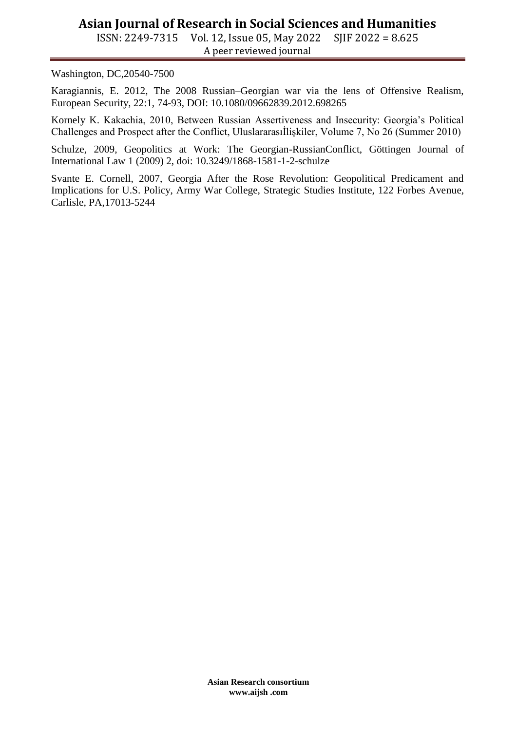Washington, DC,20540-7500

Karagiannis, E. 2012, The 2008 Russian–Georgian war via the lens of Offensive Realism, European Security, 22:1, 74-93, DOI: 10.1080/09662839.2012.698265

Kornely K. Kakachia, 2010, Between Russian Assertiveness and Insecurity: Georgia's Political Challenges and Prospect after the Conflict, Uluslararasıİlişkiler, Volume 7, No 26 (Summer 2010)

Schulze, 2009, Geopolitics at Work: The Georgian-RussianConflict, Göttingen Journal of International Law 1 (2009) 2, doi: 10.3249/1868-1581-1-2-schulze

Svante E. Cornell, 2007, Georgia After the Rose Revolution: Geopolitical Predicament and Implications for U.S. Policy, Army War College, Strategic Studies Institute, 122 Forbes Avenue, Carlisle, PA,17013-5244